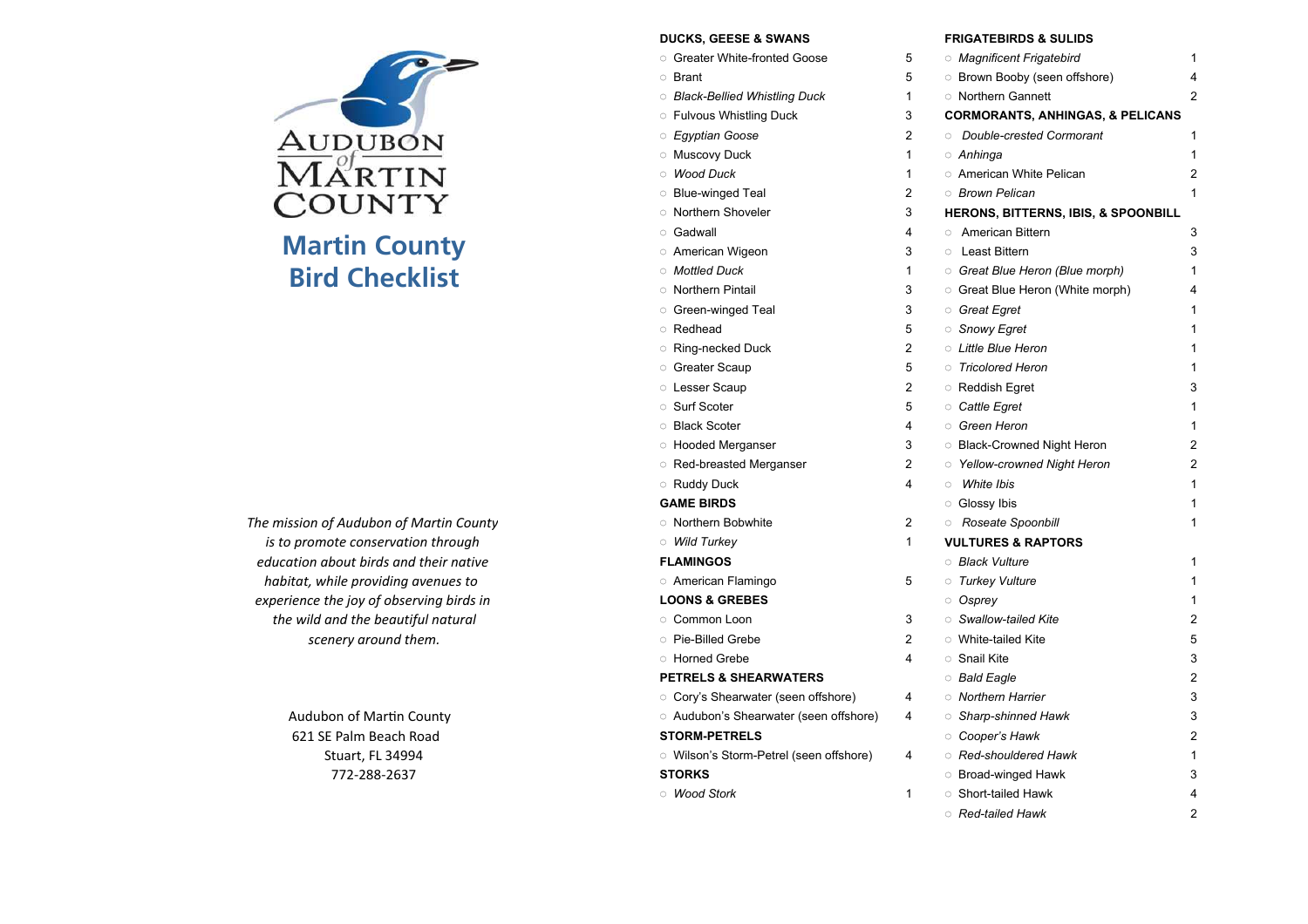AUDUBON of MARTIN COUNTY

# Martin County Bird Checklist

*The mission of Audubon of Martin County is to promote conservation through education about birds and their native habitat, while providing avenues to experience the joy of observing birds in the wild and the beautiful natural scenery around them.*

Audubon of Martin County
621 SE Palm Beach Road
Stuart, FL 34994
772-288-2637

**DUCKS, GEESE & SWANS**

| | |
|---|---|
| ○ Greater White-fronted Goose | 5 |
| ○ Brant | 5 |
| ○ *Black-Bellied Whistling Duck* | 1 |
| ○ Fulvous Whistling Duck | 3 |
| ○ *Egyptian Goose* | 2 |
| ○ Muscovy Duck | 1 |
| ○ *Wood Duck* | 1 |
| ○ Blue-winged Teal | 2 |
| ○ Northern Shoveler | 3 |
| ○ Gadwall | 4 |
| ○ American Wigeon | 3 |
| ○ *Mottled Duck* | 1 |
| ○ Northern Pintail | 3 |
| ○ Green-winged Teal | 3 |
| ○ Redhead | 5 |
| ○ Ring-necked Duck | 2 |
| ○ Greater Scaup | 5 |
| ○ Lesser Scaup | 2 |
| ○ Surf Scoter | 5 |
| ○ Black Scoter | 4 |
| ○ Hooded Merganser | 3 |
| ○ Red-breasted Merganser | 2 |
| ○ Ruddy Duck | 4 |

**GAME BIRDS**

| | |
|---|---|
| ○ Northern Bobwhite | 2 |
| ○ *Wild Turkey* | 1 |

**FLAMINGOS**

| | |
|---|---|
| ○ American Flamingo | 5 |

**LOONS & GREBES**

| | |
|---|---|
| ○ Common Loon | 3 |
| ○ Pie-Billed Grebe | 2 |
| ○ Horned Grebe | 4 |

**PETRELS & SHEARWATERS**

| | |
|---|---|
| ○ Cory's Shearwater (seen offshore) | 4 |
| ○ Audubon's Shearwater (seen offshore) | 4 |

**STORM-PETRELS**

| | |
|---|---|
| ○ Wilson's Storm-Petrel (seen offshore) | 4 |

**STORKS**

| | |
|---|---|
| ○ *Wood Stork* | 1 |

**FRIGATEBIRDS & SULIDS**

| | |
|---|---|
| ○ *Magnificent Frigatebird* | 1 |
| ○ Brown Booby (seen offshore) | 4 |
| ○ Northern Gannett | 2 |

**CORMORANTS, ANHINGAS, & PELICANS**

| | |
|---|---|
| ○ *Double-crested Cormorant* | 1 |
| ○ *Anhinga* | 1 |
| ○ American White Pelican | 2 |
| ○ *Brown Pelican* | 1 |

**HERONS, BITTERNS, IBIS, & SPOONBILL**

| | |
|---|---|
| ○ American Bittern | 3 |
| ○ Least Bittern | 3 |
| ○ *Great Blue Heron (Blue morph)* | 1 |
| ○ Great Blue Heron (White morph) | 4 |
| ○ *Great Egret* | 1 |
| ○ *Snowy Egret* | 1 |
| ○ *Little Blue Heron* | 1 |
| ○ *Tricolored Heron* | 1 |
| ○ Reddish Egret | 3 |
| ○ *Cattle Egret* | 1 |
| ○ *Green Heron* | 1 |
| ○ Black-Crowned Night Heron | 2 |
| ○ *Yellow-crowned Night Heron* | 2 |
| ○ *White Ibis* | 1 |
| ○ Glossy Ibis | 1 |
| ○ *Roseate Spoonbill* | 1 |

**VULTURES & RAPTORS**

| | |
|---|---|
| ○ *Black Vulture* | 1 |
| ○ *Turkey Vulture* | 1 |
| ○ *Osprey* | 1 |
| ○ *Swallow-tailed Kite* | 2 |
| ○ White-tailed Kite | 5 |
| ○ Snail Kite | 3 |
| ○ *Bald Eagle* | 2 |
| ○ *Northern Harrier* | 3 |
| ○ *Sharp-shinned Hawk* | 3 |
| ○ *Cooper's Hawk* | 2 |
| ○ *Red-shouldered Hawk* | 1 |
| ○ Broad-winged Hawk | 3 |
| ○ Short-tailed Hawk | 4 |
| ○ *Red-tailed Hawk* | 2 |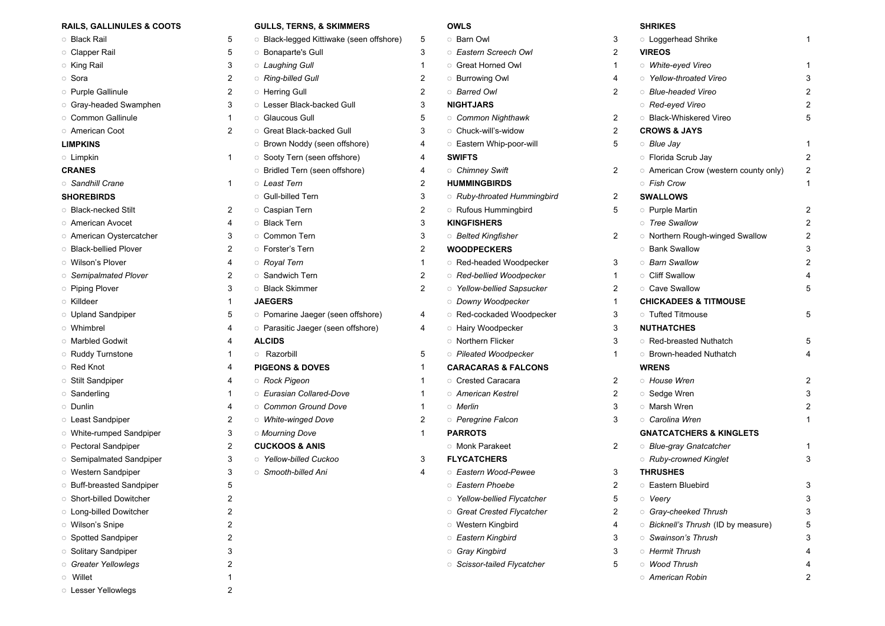**RAILS, GALLINULES & COOTS**

| | |
|---|---|
| ○ Black Rail | 5 |
| ○ Clapper Rail | 5 |
| ○ King Rail | 3 |
| ○ Sora | 2 |
| ○ Purple Gallinule | 2 |
| ○ Gray-headed Swamphen | 3 |
| ○ Common Gallinule | 1 |
| ○ American Coot | 2 |

**LIMPKINS**

| | |
|---|---|
| ○ Limpkin | 1 |

**CRANES**

| | |
|---|---|
| ○ *Sandhill Crane* | 1 |

**SHOREBIRDS**

| | |
|---|---|
| ○ Black-necked Stilt | 2 |
| ○ American Avocet | 4 |
| ○ American Oystercatcher | 3 |
| ○ Black-bellied Plover | 2 |
| ○ Wilson's Plover | 4 |
| ○ *Semipalmated Plover* | 2 |
| ○ Piping Plover | 3 |
| ○ Killdeer | 1 |
| ○ Upland Sandpiper | 5 |
| ○ Whimbrel | 4 |
| ○ Marbled Godwit | 4 |
| ○ Ruddy Turnstone | 1 |
| ○ Red Knot | 4 |
| ○ Stilt Sandpiper | 4 |
| ○ Sanderling | 1 |
| ○ Dunlin | 4 |
| ○ Least Sandpiper | 2 |
| ○ White-rumped Sandpiper | 3 |
| ○ Pectoral Sandpiper | 2 |
| ○ Semipalmated Sandpiper | 3 |
| ○ Western Sandpiper | 3 |
| ○ Buff-breasted Sandpiper | 5 |
| ○ Short-billed Dowitcher | 2 |
| ○ Long-billed Dowitcher | 2 |
| ○ Wilson's Snipe | 2 |
| ○ Spotted Sandpiper | 2 |
| ○ Solitary Sandpiper | 3 |
| ○ *Greater Yellowlegs* | 2 |
| ○ Willet | 1 |
| ○ Lesser Yellowlegs | 2 |

**GULLS, TERNS, & SKIMMERS**

| | |
|---|---|
| ○ Black-legged Kittiwake (seen offshore) | 5 |
| ○ Bonaparte's Gull | 3 |
| ○ *Laughing Gull* | 1 |
| ○ *Ring-billed Gull* | 2 |
| ○ Herring Gull | 2 |
| ○ Lesser Black-backed Gull | 3 |
| ○ Glaucous Gull | 5 |
| ○ Great Black-backed Gull | 3 |
| ○ Brown Noddy (seen offshore) | 4 |
| ○ Sooty Tern (seen offshore) | 4 |
| ○ Bridled Tern (seen offshore) | 4 |
| ○ *Least Tern* | 2 |
| ○ Gull-billed Tern | 3 |
| ○ Caspian Tern | 2 |
| ○ Black Tern | 3 |
| ○ Common Tern | 3 |
| ○ Forster's Tern | 2 |
| ○ *Royal Tern* | 1 |
| ○ Sandwich Tern | 2 |
| ○ Black Skimmer | 2 |

**JAEGERS**

| | |
|---|---|
| ○ Pomarine Jaeger (seen offshore) | 4 |
| ○ Parasitic Jaeger (seen offshore) | 4 |

**ALCIDS**

| | |
|---|---|
| ○ Razorbill | 5 |

**PIGEONS & DOVES**

| | |
|---|---|
| ○ *Rock Pigeon* | 1 |
| ○ *Eurasian Collared-Dove* | 1 |
| ○ *Common Ground Dove* | 1 |
| ○ *White-winged Dove* | 2 |
| ○ *Mourning Dove* | 1 |

**CUCKOOS & ANIS**

| | |
|---|---|
| ○ *Yellow-billed Cuckoo* | 3 |
| ○ *Smooth-billed Ani* | 4 |

**OWLS**

| | |
|---|---|
| ○ Barn Owl | 3 |
| ○ *Eastern Screech Owl* | 2 |
| ○ Great Horned Owl | 1 |
| ○ Burrowing Owl | 4 |
| ○ *Barred Owl* | 2 |

**NIGHTJARS**

| | |
|---|---|
| ○ *Common Nighthawk* | 2 |
| ○ Chuck-will's-widow | 2 |
| ○ Eastern Whip-poor-will | 5 |

**SWIFTS**

| | |
|---|---|
| ○ *Chimney Swift* | 2 |

**HUMMINGBIRDS**

| | |
|---|---|
| ○ *Ruby-throated Hummingbird* | 2 |
| ○ Rufous Hummingbird | 5 |

**KINGFISHERS**

| | |
|---|---|
| ○ *Belted Kingfisher* | 2 |

**WOODPECKERS**

| | |
|---|---|
| ○ Red-headed Woodpecker | 3 |
| ○ *Red-bellied Woodpecker* | 1 |
| ○ *Yellow-bellied Sapsucker* | 2 |
| ○ *Downy Woodpecker* | 1 |
| ○ Red-cockaded Woodpecker | 3 |
| ○ Hairy Woodpecker | 3 |
| ○ Northern Flicker | 3 |
| ○ *Pileated Woodpecker* | 1 |

**CARACARAS & FALCONS**

| | |
|---|---|
| ○ Crested Caracara | 2 |
| ○ *American Kestrel* | 2 |
| ○ *Merlin* | 3 |
| ○ *Peregrine Falcon* | 3 |

**PARROTS**

| | |
|---|---|
| ○ Monk Parakeet | 2 |

**FLYCATCHERS**

| | |
|---|---|
| ○ *Eastern Wood-Pewee* | 3 |
| ○ *Eastern Phoebe* | 2 |
| ○ *Yellow-bellied Flycatcher* | 5 |
| ○ *Great Crested Flycatcher* | 2 |
| ○ Western Kingbird | 4 |
| ○ *Eastern Kingbird* | 3 |
| ○ *Gray Kingbird* | 3 |
| ○ *Scissor-tailed Flycatcher* | 5 |

**SHRIKES**

| | |
|---|---|
| ○ Loggerhead Shrike | 1 |

**VIREOS**

| | |
|---|---|
| ○ *White-eyed Vireo* | 1 |
| ○ *Yellow-throated Vireo* | 3 |
| ○ *Blue-headed Vireo* | 2 |
| ○ *Red-eyed Vireo* | 2 |
| ○ Black-Whiskered Vireo | 5 |

**CROWS & JAYS**

| | |
|---|---|
| ○ *Blue Jay* | 1 |
| ○ Florida Scrub Jay | 2 |
| ○ American Crow (western county only) | 2 |
| ○ *Fish Crow* | 1 |

**SWALLOWS**

| | |
|---|---|
| ○ Purple Martin | 2 |
| ○ *Tree Swallow* | 2 |
| ○ Northern Rough-winged Swallow | 2 |
| ○ Bank Swallow | 3 |
| ○ *Barn Swallow* | 2 |
| ○ Cliff Swallow | 4 |
| ○ Cave Swallow | 5 |

**CHICKADEES & TITMOUSE**

| | |
|---|---|
| ○ Tufted Titmouse | 5 |

**NUTHATCHES**

| | |
|---|---|
| ○ Red-breasted Nuthatch | 5 |
| ○ Brown-headed Nuthatch | 4 |

**WRENS**

| | |
|---|---|
| ○ *House Wren* | 2 |
| ○ Sedge Wren | 3 |
| ○ Marsh Wren | 2 |
| ○ *Carolina Wren* | 1 |

**GNATCATCHERS & KINGLETS**

| | |
|---|---|
| ○ *Blue-gray Gnatcatcher* | 1 |
| ○ *Ruby-crowned Kinglet* | 3 |

**THRUSHES**

| | |
|---|---|
| ○ Eastern Bluebird | 3 |
| ○ *Veery* | 3 |
| ○ *Gray-cheeked Thrush* | 3 |
| ○ *Bicknell's Thrush* (ID by measure) | 5 |
| ○ *Swainson's Thrush* | 3 |
| ○ *Hermit Thrush* | 4 |
| ○ *Wood Thrush* | 4 |
| ○ *American Robin* | 2 |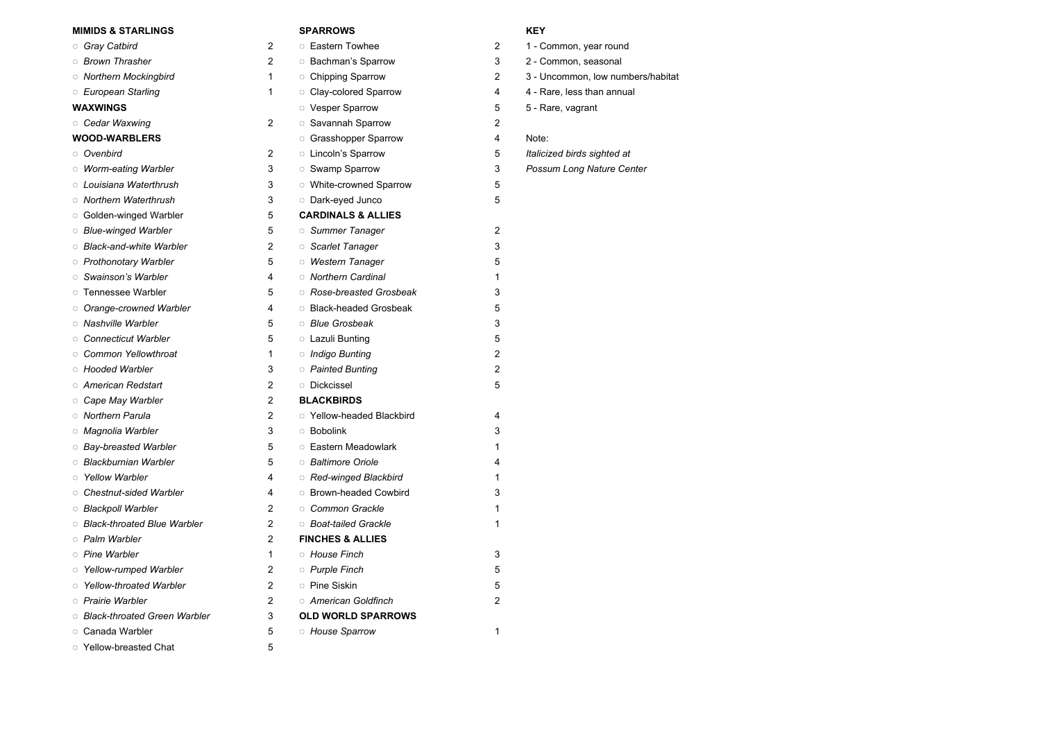**MIMIDS & STARLINGS**

- ○ *Gray Catbird* 2
- ○ *Brown Thrasher* 2
- ○ *Northern Mockingbird* 1
- ○ *European Starling* 1

**WAXWINGS**

- ○ *Cedar Waxwing* 2

**WOOD-WARBLERS**

- ○ *Ovenbird* 2
- ○ *Worm-eating Warbler* 3
- ○ *Louisiana Waterthrush* 3
- ○ *Northern Waterthrush* 3
- ○ Golden-winged Warbler 5
- ○ *Blue-winged Warbler* 5
- ○ *Black-and-white Warbler* 2
- ○ *Prothonotary Warbler* 5
- ○ *Swainson's Warbler* 4
- ○ Tennessee Warbler 5
- ○ *Orange-crowned Warbler* 4
- ○ *Nashville Warbler* 5
- ○ *Connecticut Warbler* 5
- ○ *Common Yellowthroat* 1
- ○ *Hooded Warbler* 3
- ○ *American Redstart* 2
- ○ *Cape May Warbler* 2
- ○ *Northern Parula* 2
- ○ *Magnolia Warbler* 3
- ○ *Bay-breasted Warbler* 5
- ○ *Blackburnian Warbler* 5
- ○ *Yellow Warbler* 4
- ○ *Chestnut-sided Warbler* 4
- ○ *Blackpoll Warbler* 2
- ○ *Black-throated Blue Warbler* 2
- ○ *Palm Warbler* 2
- ○ *Pine Warbler* 1
- ○ *Yellow-rumped Warbler* 2
- ○ *Yellow-throated Warbler* 2
- ○ *Prairie Warbler* 2
- ○ *Black-throated Green Warbler* 3
- ○ Canada Warbler 5
- ○ Yellow-breasted Chat 5

**SPARROWS**

- ○ Eastern Towhee 2
- ○ Bachman's Sparrow 3
- ○ Chipping Sparrow 2
- ○ Clay-colored Sparrow 4
- ○ Vesper Sparrow 5
- ○ Savannah Sparrow 2
- ○ Grasshopper Sparrow 4
- ○ Lincoln's Sparrow 5
- ○ Swamp Sparrow 3
- ○ White-crowned Sparrow 5
- ○ Dark-eyed Junco 5

**CARDINALS & ALLIES**

- ○ *Summer Tanager* 2
- ○ *Scarlet Tanager* 3
- ○ *Western Tanager* 5
- ○ *Northern Cardinal* 1
- ○ *Rose-breasted Grosbeak* 3
- ○ Black-headed Grosbeak 5
- ○ *Blue Grosbeak* 3
- ○ Lazuli Bunting 5
- ○ *Indigo Bunting* 2
- ○ *Painted Bunting* 2
- ○ Dickcissel 5

**BLACKBIRDS**

- ○ Yellow-headed Blackbird 4
- ○ Bobolink 3
- ○ Eastern Meadowlark 1
- ○ *Baltimore Oriole* 4
- ○ *Red-winged Blackbird* 1
- ○ Brown-headed Cowbird 3
- ○ *Common Grackle* 1
- ○ *Boat-tailed Grackle* 1

**FINCHES & ALLIES**

- ○ *House Finch* 3
- ○ *Purple Finch* 5
- ○ Pine Siskin 5
- ○ *American Goldfinch* 2

**OLD WORLD SPARROWS**

- ○ *House Sparrow* 1

**KEY**

1 - Common, year round
2 - Common, seasonal
3 - Uncommon, low numbers/habitat
4 - Rare, less than annual
5 - Rare, vagrant

Note:
*Italicized birds sighted at Possum Long Nature Center*